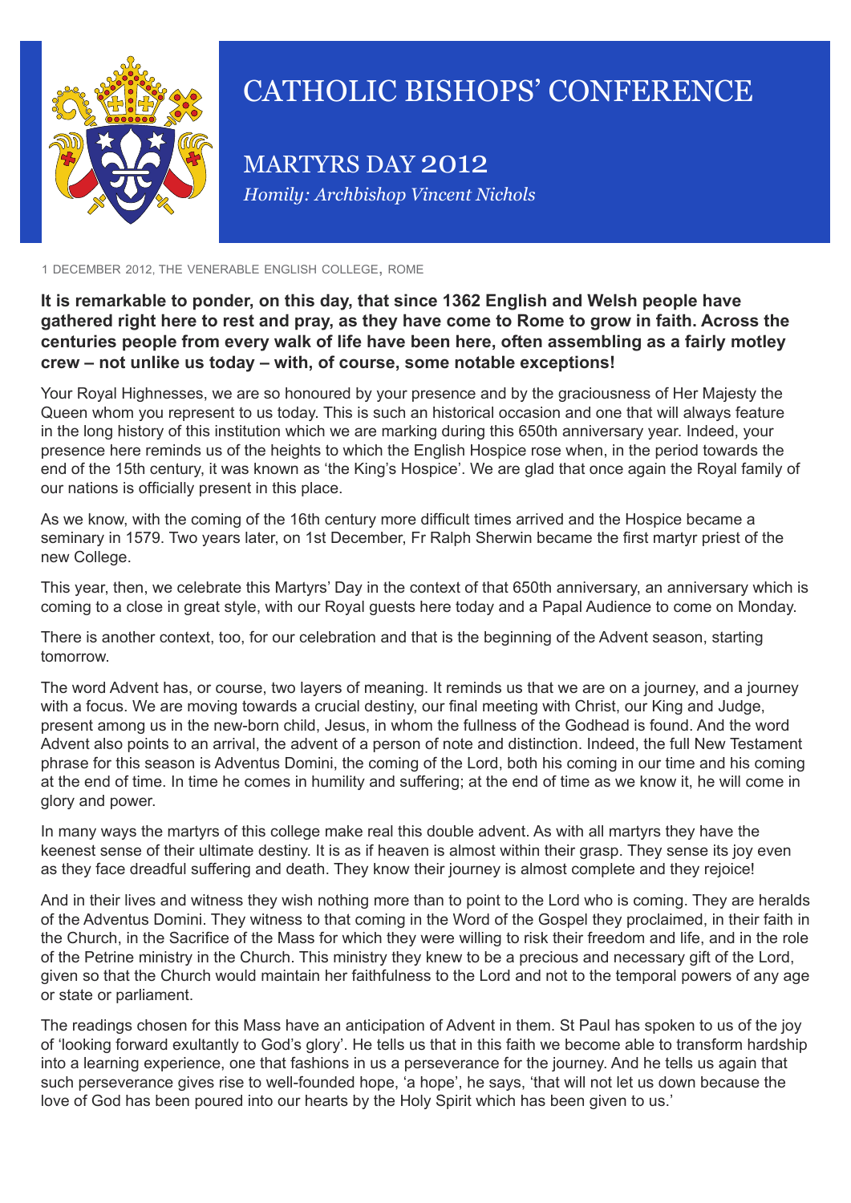# CATHOLIC BISHOPS' CONFERENCE

## MARTYRS DAY 2012

*Homily: Archbishop Vincent Nichols*

1 DECEMBER 2012, THE VENERABLE ENGLISH COLLEGE, ROME

**It is remarkable to ponder, on this day, that since 1362 English and Welsh people have gathered right here to rest and pray, as they have come to Rome to grow in faith. Across the centuries people from every walk of life have been here, often assembling as a fairly motley crew – not unlike us today – with, of course, some notable exceptions!**

Your Royal Highnesses, we are so honoured by your presence and by the graciousness of Her Majesty the Queen whom you represent to us today. This is such an historical occasion and one that will always feature in the long history of this institution which we are marking during this 650th anniversary year. Indeed, your presence here reminds us of the heights to which the English Hospice rose when, in the period towards the end of the 15th century, it was known as 'the King's Hospice'. We are glad that once again the Royal family of our nations is officially present in this place.

As we know, with the coming of the 16th century more difficult times arrived and the Hospice became a seminary in 1579. Two years later, on 1st December, Fr Ralph Sherwin became the first martyr priest of the new College.

This year, then, we celebrate this Martyrs' Day in the context of that 650th anniversary, an anniversary which is coming to a close in great style, with our Royal guests here today and a Papal Audience to come on Monday.

There is another context, too, for our celebration and that is the beginning of the Advent season, starting tomorrow.

The word Advent has, or course, two layers of meaning. It reminds us that we are on a journey, and a journey with a focus. We are moving towards a crucial destiny, our final meeting with Christ, our King and Judge, present among us in the new-born child, Jesus, in whom the fullness of the Godhead is found. And the word Advent also points to an arrival, the advent of a person of note and distinction. Indeed, the full New Testament phrase for this season is Adventus Domini, the coming of the Lord, both his coming in our time and his coming at the end of time. In time he comes in humility and suffering; at the end of time as we know it, he will come in glory and power.

In many ways the martyrs of this college make real this double advent. As with all martyrs they have the keenest sense of their ultimate destiny. It is as if heaven is almost within their grasp. They sense its joy even as they face dreadful suffering and death. They know their journey is almost complete and they rejoice!

And in their lives and witness they wish nothing more than to point to the Lord who is coming. They are heralds of the Adventus Domini. They witness to that coming in the Word of the Gospel they proclaimed, in their faith in the Church, in the Sacrifice of the Mass for which they were willing to risk their freedom and life, and in the role of the Petrine ministry in the Church. This ministry they knew to be a precious and necessary gift of the Lord, given so that the Church would maintain her faithfulness to the Lord and not to the temporal powers of any age or state or parliament.

The readings chosen for this Mass have an anticipation of Advent in them. St Paul has spoken to us of the joy of 'looking forward exultantly to God's glory'. He tells us that in this faith we become able to transform hardship into a learning experience, one that fashions in us a perseverance for the journey. And he tells us again that such perseverance gives rise to well-founded hope, 'a hope', he says, 'that will not let us down because the love of God has been poured into our hearts by the Holy Spirit which has been given to us.'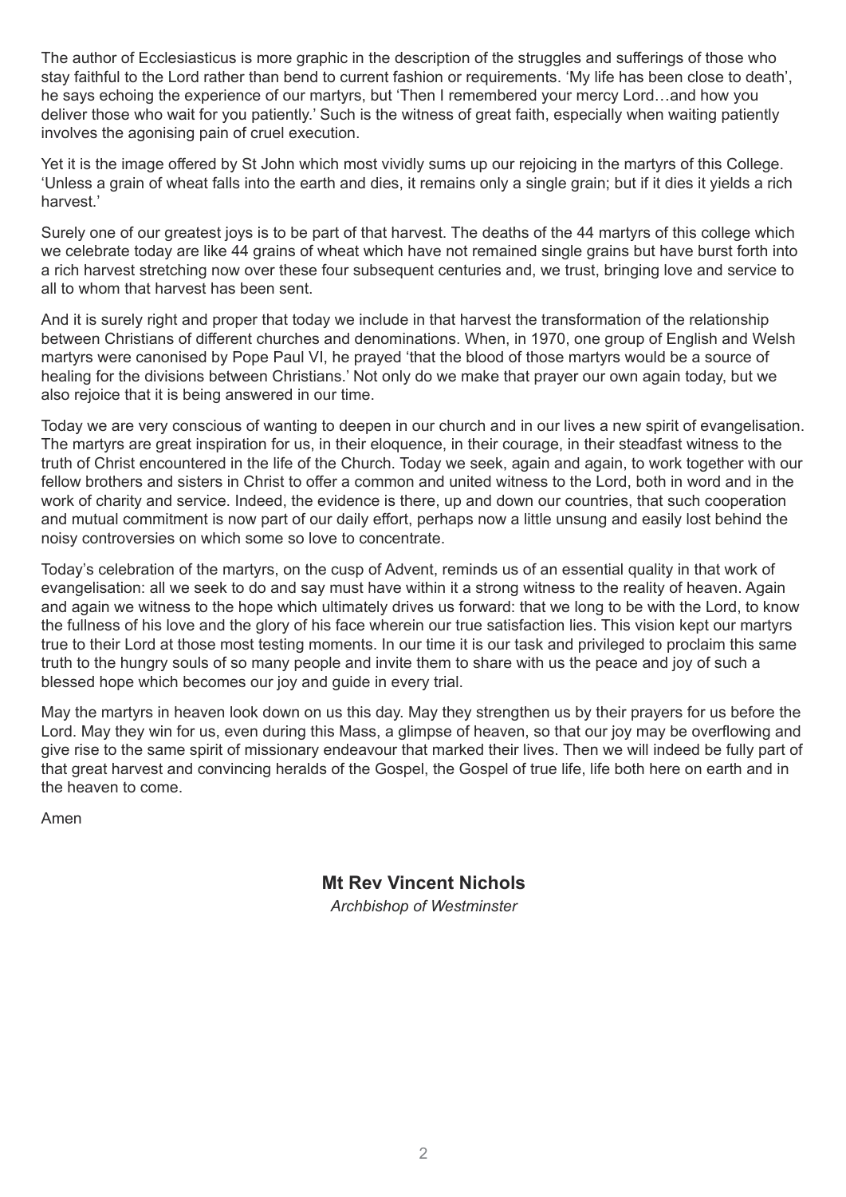The author of Ecclesiasticus is more graphic in the description of the struggles and sufferings of those who stay faithful to the Lord rather than bend to current fashion or requirements. 'My life has been close to death', he says echoing the experience of our martyrs, but 'Then I remembered your mercy Lord…and how you deliver those who wait for you patiently.' Such is the witness of great faith, especially when waiting patiently involves the agonising pain of cruel execution.

Yet it is the image offered by St John which most vividly sums up our rejoicing in the martyrs of this College. 'Unless a grain of wheat falls into the earth and dies, it remains only a single grain; but if it dies it yields a rich harvest.'

Surely one of our greatest joys is to be part of that harvest. The deaths of the 44 martyrs of this college which we celebrate today are like 44 grains of wheat which have not remained single grains but have burst forth into a rich harvest stretching now over these four subsequent centuries and, we trust, bringing love and service to all to whom that harvest has been sent.

And it is surely right and proper that today we include in that harvest the transformation of the relationship between Christians of different churches and denominations. When, in 1970, one group of English and Welsh martyrs were canonised by Pope Paul VI, he prayed 'that the blood of those martyrs would be a source of healing for the divisions between Christians.' Not only do we make that prayer our own again today, but we also rejoice that it is being answered in our time.

Today we are very conscious of wanting to deepen in our church and in our lives a new spirit of evangelisation. The martyrs are great inspiration for us, in their eloquence, in their courage, in their steadfast witness to the truth of Christ encountered in the life of the Church. Today we seek, again and again, to work together with our fellow brothers and sisters in Christ to offer a common and united witness to the Lord, both in word and in the work of charity and service. Indeed, the evidence is there, up and down our countries, that such cooperation and mutual commitment is now part of our daily effort, perhaps now a little unsung and easily lost behind the noisy controversies on which some so love to concentrate.

Today's celebration of the martyrs, on the cusp of Advent, reminds us of an essential quality in that work of evangelisation: all we seek to do and say must have within it a strong witness to the reality of heaven. Again and again we witness to the hope which ultimately drives us forward: that we long to be with the Lord, to know the fullness of his love and the glory of his face wherein our true satisfaction lies. This vision kept our martyrs true to their Lord at those most testing moments. In our time it is our task and privileged to proclaim this same truth to the hungry souls of so many people and invite them to share with us the peace and joy of such a blessed hope which becomes our joy and guide in every trial.

May the martyrs in heaven look down on us this day. May they strengthen us by their prayers for us before the Lord. May they win for us, even during this Mass, a glimpse of heaven, so that our joy may be overflowing and give rise to the same spirit of missionary endeavour that marked their lives. Then we will indeed be fully part of that great harvest and convincing heralds of the Gospel, the Gospel of true life, life both here on earth and in the heaven to come.

Amen

**Mt Rev Vincent Nichols**

*Archbishop of Westminster*